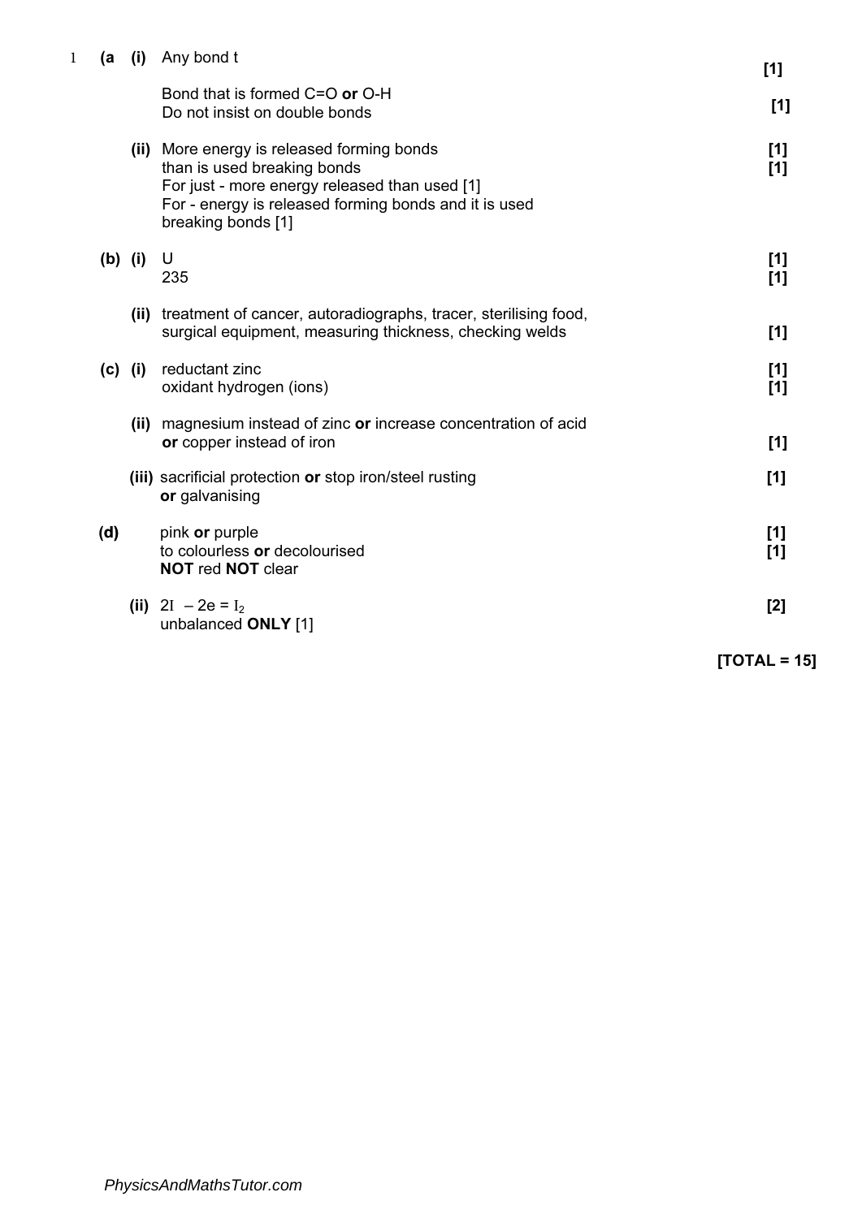| | | | | |
|---|---|---|---|---|
| 1 | (a | (i) | Any bond t | [1] |
| | | | Bond that is formed C=O **or** O-H<br>Do not insist on double bonds | [1] |
| | | (ii) | More energy is released forming bonds<br>than is used breaking bonds<br>For just - more energy released than used [1]<br>For - energy is released forming bonds and it is used breaking bonds [1] | [1]<br>[1] |
| | (b) | (i) | U<br>235 | [1]<br>[1] |
| | | (ii) | treatment of cancer, autoradiographs, tracer, sterilising food, surgical equipment, measuring thickness, checking welds | [1] |
| | (c) | (i) | reductant zinc<br>oxidant hydrogen (ions) | [1]<br>[1] |
| | | (ii) | magnesium instead of zinc **or** increase concentration of acid **or** copper instead of iron | [1] |
| | | (iii) | sacrificial protection **or** stop iron/steel rusting **or** galvanising | [1] |
| | (d) | | pink **or** purple<br>to colourless **or** decolourised<br>**NOT** red **NOT** clear | [1]<br>[1] |
| | | (ii) | $2I^- - 2e = I_2$<br>unbalanced **ONLY** [1] | [2] |

**[TOTAL = 15]**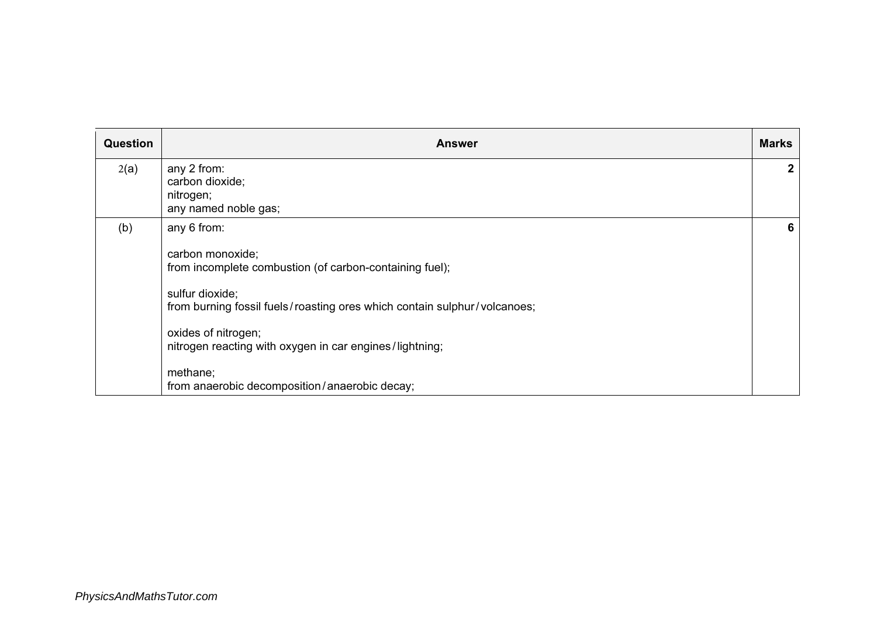| Question | Answer | Marks |
|---|---|---|
| 2(a) | any 2 from:<br>carbon dioxide;<br>nitrogen;<br>any named noble gas; | **2** |
| (b) | any 6 from:<br><br>carbon monoxide;<br>from incomplete combustion (of carbon-containing fuel);<br><br>sulfur dioxide;<br>from burning fossil fuels / roasting ores which contain sulphur / volcanoes;<br><br>oxides of nitrogen;<br>nitrogen reacting with oxygen in car engines / lightning;<br><br>methane;<br>from anaerobic decomposition / anaerobic decay; | **6** |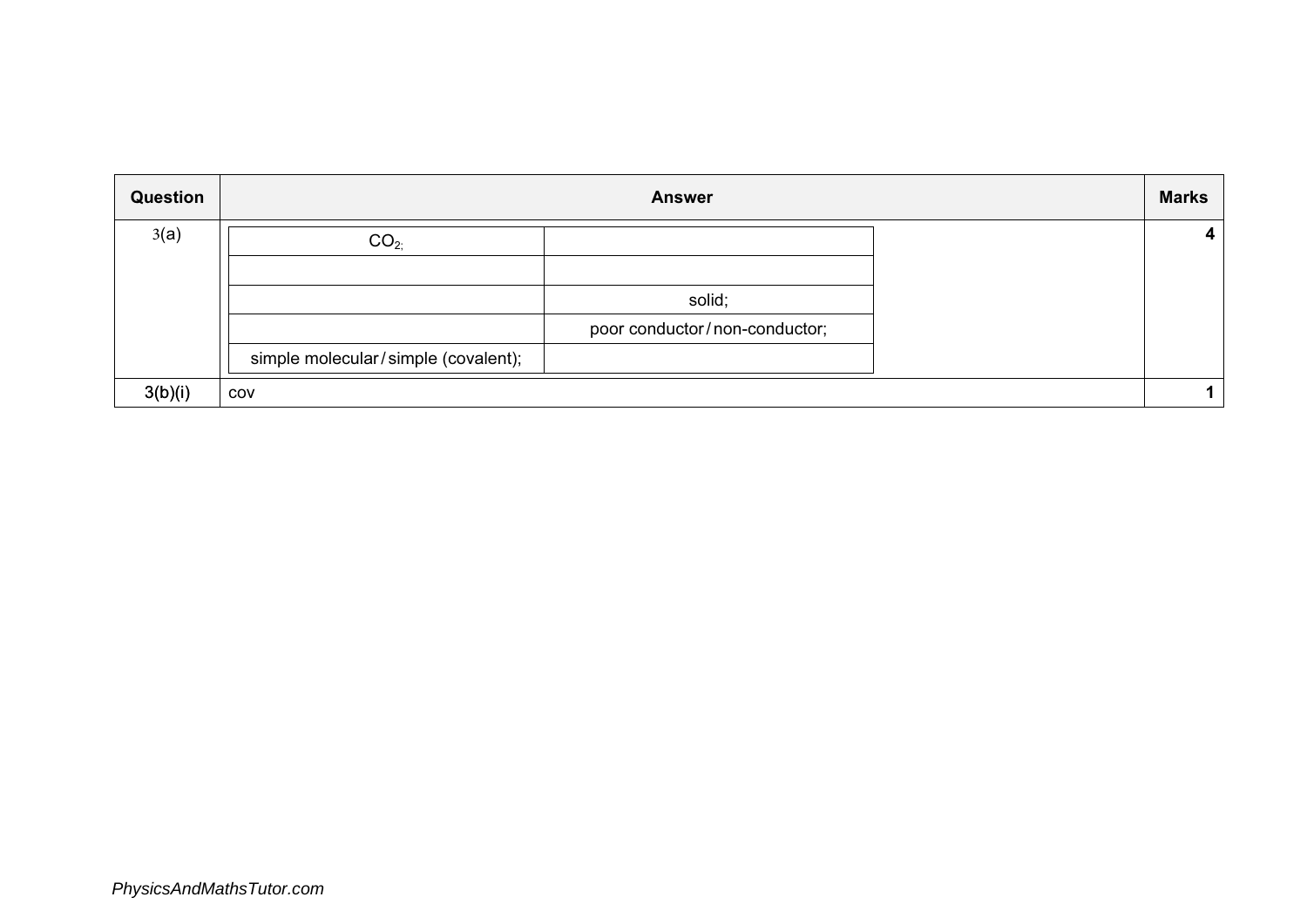| Question | Answer | | Marks |
|---|---|---|---|
| 3(a) | $CO_2$; | | 4 |
| | | | |
| | | solid; | |
| | | poor conductor / non-conductor; | |
| | simple molecular / simple (covalent); | | |
| 3(b)(i) | cov | | 1 |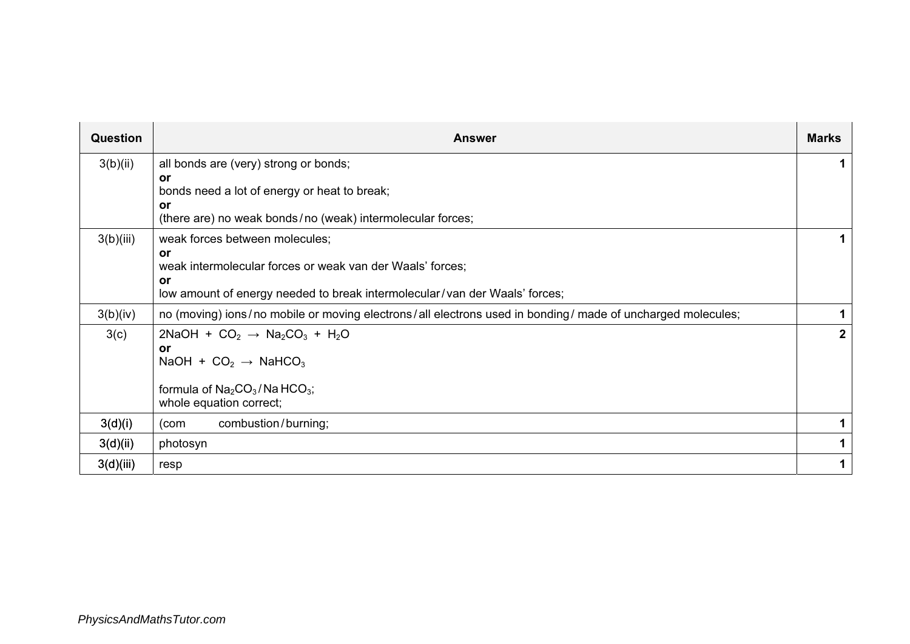| Question | Answer | Marks |
|---|---|---|
| 3(b)(ii) | all bonds are (very) strong or bonds;<br>**or**<br>bonds need a lot of energy or heat to break;<br>**or**<br>(there are) no weak bonds / no (weak) intermolecular forces; | **1** |
| 3(b)(iii) | weak forces between molecules;<br>**or**<br>weak intermolecular forces or weak van der Waals' forces;<br>**or**<br>low amount of energy needed to break intermolecular / van der Waals' forces; | **1** |
| 3(b)(iv) | no (moving) ions / no mobile or moving electrons / all electrons used in bonding / made of uncharged molecules; | **1** |
| 3(c) | $2NaOH + CO_2 \rightarrow Na_2CO_3 + H_2O$<br>**or**<br>$NaOH + CO_2 \rightarrow NaHCO_3$<br><br>formula of $Na_2CO_3$ / $NaHCO_3$;<br>whole equation correct; | **2** |
| 3(d)(i) | (com combustion / burning; | **1** |
| 3(d)(ii) | photosyn | **1** |
| 3(d)(iii) | resp | **1** |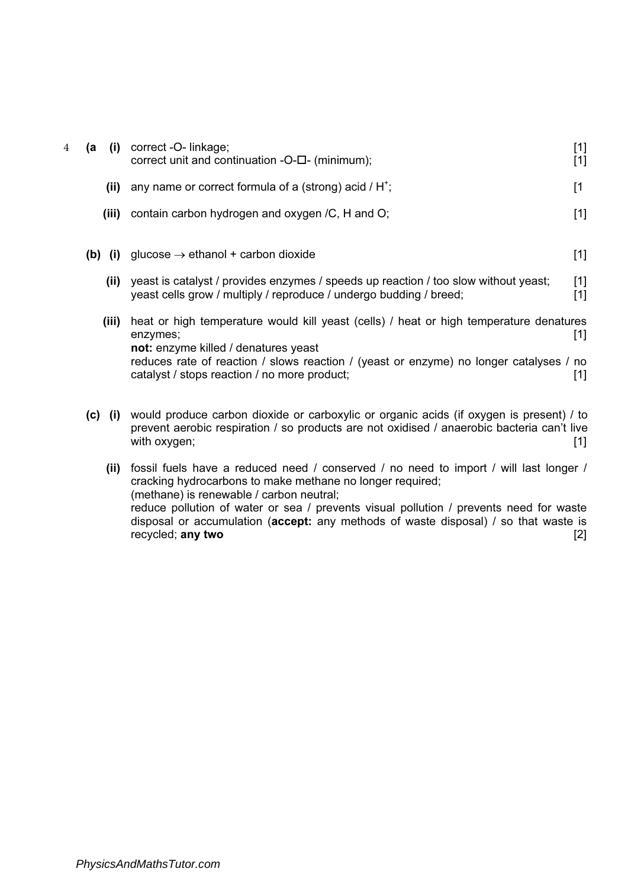4 **(a (i)** correct -O- linkage; [1]
correct unit and continuation -O-□- (minimum); [1]

**(ii)** any name or correct formula of a (strong) acid / $H^+$; [1

**(iii)** contain carbon hydrogen and oxygen /C, H and O; [1]

**(b) (i)** glucose $\rightarrow$ ethanol + carbon dioxide [1]

**(ii)** yeast is catalyst / provides enzymes / speeds up reaction / too slow without yeast; [1]
yeast cells grow / multiply / reproduce / undergo budding / breed; [1]

**(iii)** heat or high temperature would kill yeast (cells) / heat or high temperature denatures enzymes; [1]
**not:** enzyme killed / denatures yeast
reduces rate of reaction / slows reaction / (yeast or enzyme) no longer catalyses / no catalyst / stops reaction / no more product; [1]

**(c) (i)** would produce carbon dioxide or carboxylic or organic acids (if oxygen is present) / to prevent aerobic respiration / so products are not oxidised / anaerobic bacteria can't live with oxygen; [1]

**(ii)** fossil fuels have a reduced need / conserved / no need to import / will last longer / cracking hydrocarbons to make methane no longer required;
(methane) is renewable / carbon neutral;
reduce pollution of water or sea / prevents visual pollution / prevents need for waste disposal or accumulation (**accept:** any methods of waste disposal) / so that waste is recycled; **any two** [2]